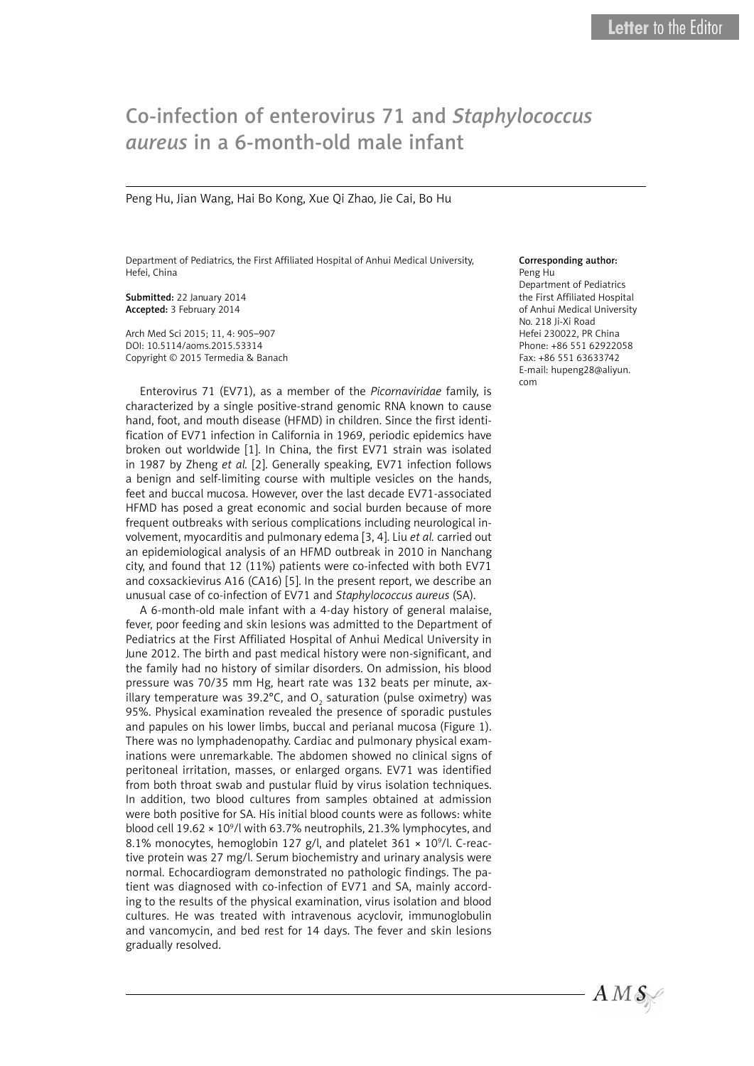Letter to the Editor

# Co-infection of enterovirus 71 and *Staphylococcus aureus* in a 6-month-old male infant

Peng Hu, Jian Wang, Hai Bo Kong, Xue Qi Zhao, Jie Cai, Bo Hu

Department of Pediatrics, the First Affiliated Hospital of Anhui Medical University, Hefei, China

**Submitted:** 22 January 2014
**Accepted:** 3 February 2014

Arch Med Sci 2015; 11, 4: 905–907
DOI: 10.5114/aoms.2015.53314
Copyright © 2015 Termedia & Banach

**Corresponding author:**
Peng Hu
Department of Pediatrics
the First Affiliated Hospital
of Anhui Medical University
No. 218 Ji-Xi Road
Hefei 230022, PR China
Phone: +86 551 62922058
Fax: +86 551 63633742
E-mail: hupeng28@aliyun.com

Enterovirus 71 (EV71), as a member of the *Picornaviridae* family, is characterized by a single positive-strand genomic RNA known to cause hand, foot, and mouth disease (HFMD) in children. Since the first identification of EV71 infection in California in 1969, periodic epidemics have broken out worldwide [1]. In China, the first EV71 strain was isolated in 1987 by Zheng *et al.* [2]. Generally speaking, EV71 infection follows a benign and self-limiting course with multiple vesicles on the hands, feet and buccal mucosa. However, over the last decade EV71-associated HFMD has posed a great economic and social burden because of more frequent outbreaks with serious complications including neurological involvement, myocarditis and pulmonary edema [3, 4]. Liu *et al.* carried out an epidemiological analysis of an HFMD outbreak in 2010 in Nanchang city, and found that 12 (11%) patients were co-infected with both EV71 and coxsackievirus A16 (CA16) [5]. In the present report, we describe an unusual case of co-infection of EV71 and *Staphylococcus aureus* (SA).

A 6-month-old male infant with a 4-day history of general malaise, fever, poor feeding and skin lesions was admitted to the Department of Pediatrics at the First Affiliated Hospital of Anhui Medical University in June 2012. The birth and past medical history were non-significant, and the family had no history of similar disorders. On admission, his blood pressure was 70/35 mm Hg, heart rate was 132 beats per minute, axillary temperature was 39.2°C, and $O_2$ saturation (pulse oximetry) was 95%. Physical examination revealed the presence of sporadic pustules and papules on his lower limbs, buccal and perianal mucosa (Figure 1). There was no lymphadenopathy. Cardiac and pulmonary physical examinations were unremarkable. The abdomen showed no clinical signs of peritoneal irritation, masses, or enlarged organs. EV71 was identified from both throat swab and pustular fluid by virus isolation techniques. In addition, two blood cultures from samples obtained at admission were both positive for SA. His initial blood counts were as follows: white blood cell $19.62 \times 10^9$/l with 63.7% neutrophils, 21.3% lymphocytes, and 8.1% monocytes, hemoglobin 127 g/l, and platelet $361 \times 10^9$/l. C-reactive protein was 27 mg/l. Serum biochemistry and urinary analysis were normal. Echocardiogram demonstrated no pathologic findings. The patient was diagnosed with co-infection of EV71 and SA, mainly according to the results of the physical examination, virus isolation and blood cultures. He was treated with intravenous acyclovir, immunoglobulin and vancomycin, and bed rest for 14 days. The fever and skin lesions gradually resolved.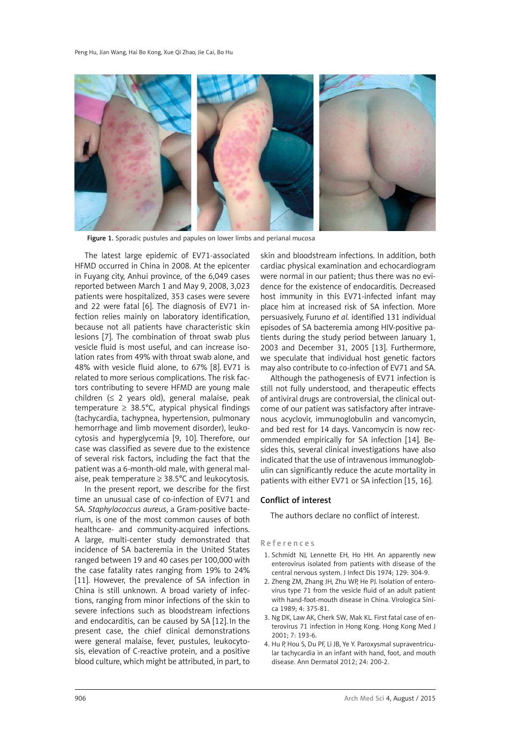Figure 1. Sporadic pustules and papules on lower limbs and perianal mucosa

The latest large epidemic of EV71-associated HFMD occurred in China in 2008. At the epicenter in Fuyang city, Anhui province, of the 6,049 cases reported between March 1 and May 9, 2008, 3,023 patients were hospitalized, 353 cases were severe and 22 were fatal [6]. The diagnosis of EV71 infection relies mainly on laboratory identification, because not all patients have characteristic skin lesions [7]. The combination of throat swab plus vesicle fluid is most useful, and can increase isolation rates from 49% with throat swab alone, and 48% with vesicle fluid alone, to 67% [8]. EV71 is related to more serious complications. The risk factors contributing to severe HFMD are young male children (≤ 2 years old), general malaise, peak temperature ≥ 38.5°C, atypical physical findings (tachycardia, tachypnea, hypertension, pulmonary hemorrhage and limb movement disorder), leukocytosis and hyperglycemia [9, 10]. Therefore, our case was classified as severe due to the existence of several risk factors, including the fact that the patient was a 6-month-old male, with general malaise, peak temperature ≥ 38.5°C and leukocytosis.

In the present report, we describe for the first time an unusual case of co-infection of EV71 and SA. *Staphylococcus aureus*, a Gram-positive bacterium, is one of the most common causes of both healthcare- and community-acquired infections. A large, multi-center study demonstrated that incidence of SA bacteremia in the United States ranged between 19 and 40 cases per 100,000 with the case fatality rates ranging from 19% to 24% [11]. However, the prevalence of SA infection in China is still unknown. A broad variety of infections, ranging from minor infections of the skin to severe infections such as bloodstream infections and endocarditis, can be caused by SA [12]. In the present case, the chief clinical demonstrations were general malaise, fever, pustules, leukocytosis, elevation of C-reactive protein, and a positive blood culture, which might be attributed, in part, to skin and bloodstream infections. In addition, both cardiac physical examination and echocardiogram were normal in our patient; thus there was no evidence for the existence of endocarditis. Decreased host immunity in this EV71-infected infant may place him at increased risk of SA infection. More persuasively, Furuno *et al.* identified 131 individual episodes of SA bacteremia among HIV-positive patients during the study period between January 1, 2003 and December 31, 2005 [13]. Furthermore, we speculate that individual host genetic factors may also contribute to co-infection of EV71 and SA.

Although the pathogenesis of EV71 infection is still not fully understood, and therapeutic effects of antiviral drugs are controversial, the clinical outcome of our patient was satisfactory after intravenous acyclovir, immunoglobulin and vancomycin, and bed rest for 14 days. Vancomycin is now recommended empirically for SA infection [14]. Besides this, several clinical investigations have also indicated that the use of intravenous immunoglobulin can significantly reduce the acute mortality in patients with either EV71 or SA infection [15, 16].

## Conflict of interest

The authors declare no conflict of interest.

## References

1. Schmidt NJ, Lennette EH, Ho HH. An apparently new enterovirus isolated from patients with disease of the central nervous system. J Infect Dis 1974; 129: 304-9.
2. Zheng ZM, Zhang JH, Zhu WP, He PJ. Isolation of enterovirus type 71 from the vesicle fluid of an adult patient with hand-foot-mouth disease in China. Virologica Sinica 1989; 4: 375-81.
3. Ng DK, Law AK, Cherk SW, Mak KL. First fatal case of enterovirus 71 infection in Hong Kong. Hong Kong Med J 2001; 7: 193-6.
4. Hu P, Hou S, Du PF, Li JB, Ye Y. Paroxysmal supraventricular tachycardia in an infant with hand, foot, and mouth disease. Ann Dermatol 2012; 24: 200-2.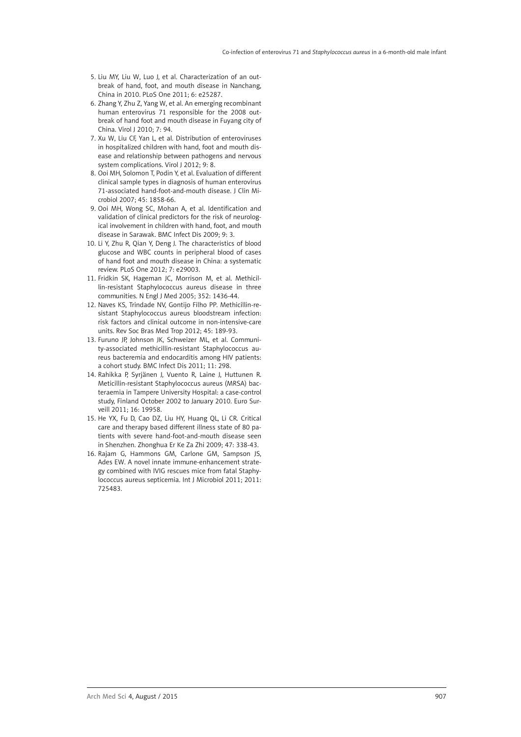5. Liu MY, Liu W, Luo J, et al. Characterization of an outbreak of hand, foot, and mouth disease in Nanchang, China in 2010. PLoS One 2011; 6: e25287.
6. Zhang Y, Zhu Z, Yang W, et al. An emerging recombinant human enterovirus 71 responsible for the 2008 outbreak of hand foot and mouth disease in Fuyang city of China. Virol J 2010; 7: 94.
7. Xu W, Liu CF, Yan L, et al. Distribution of enteroviruses in hospitalized children with hand, foot and mouth disease and relationship between pathogens and nervous system complications. Virol J 2012; 9: 8.
8. Ooi MH, Solomon T, Podin Y, et al. Evaluation of different clinical sample types in diagnosis of human enterovirus 71-associated hand-foot-and-mouth disease. J Clin Microbiol 2007; 45: 1858-66.
9. Ooi MH, Wong SC, Mohan A, et al. Identification and validation of clinical predictors for the risk of neurological involvement in children with hand, foot, and mouth disease in Sarawak. BMC Infect Dis 2009; 9: 3.
10. Li Y, Zhu R, Qian Y, Deng J. The characteristics of blood glucose and WBC counts in peripheral blood of cases of hand foot and mouth disease in China: a systematic review. PLoS One 2012; 7: e29003.
11. Fridkin SK, Hageman JC, Morrison M, et al. Methicillin-resistant Staphylococcus aureus disease in three communities. N Engl J Med 2005; 352: 1436-44.
12. Naves KS, Trindade NV, Gontijo Filho PP. Methicillin-resistant Staphylococcus aureus bloodstream infection: risk factors and clinical outcome in non-intensive-care units. Rev Soc Bras Med Trop 2012; 45: 189-93.
13. Furuno JP, Johnson JK, Schweizer ML, et al. Community-associated methicillin-resistant Staphylococcus aureus bacteremia and endocarditis among HIV patients: a cohort study. BMC Infect Dis 2011; 11: 298.
14. Rahikka P, Syrjänen J, Vuento R, Laine J, Huttunen R. Meticillin-resistant Staphylococcus aureus (MRSA) bacteraemia in Tampere University Hospital: a case-control study, Finland October 2002 to January 2010. Euro Surveill 2011; 16: 19958.
15. He YX, Fu D, Cao DZ, Liu HY, Huang QL, Li CR. Critical care and therapy based different illness state of 80 patients with severe hand-foot-and-mouth disease seen in Shenzhen. Zhonghua Er Ke Za Zhi 2009; 47: 338-43.
16. Rajam G, Hammons GM, Carlone GM, Sampson JS, Ades EW. A novel innate immune-enhancement strategy combined with IVIG rescues mice from fatal Staphylococcus aureus septicemia. Int J Microbiol 2011; 2011: 725483.